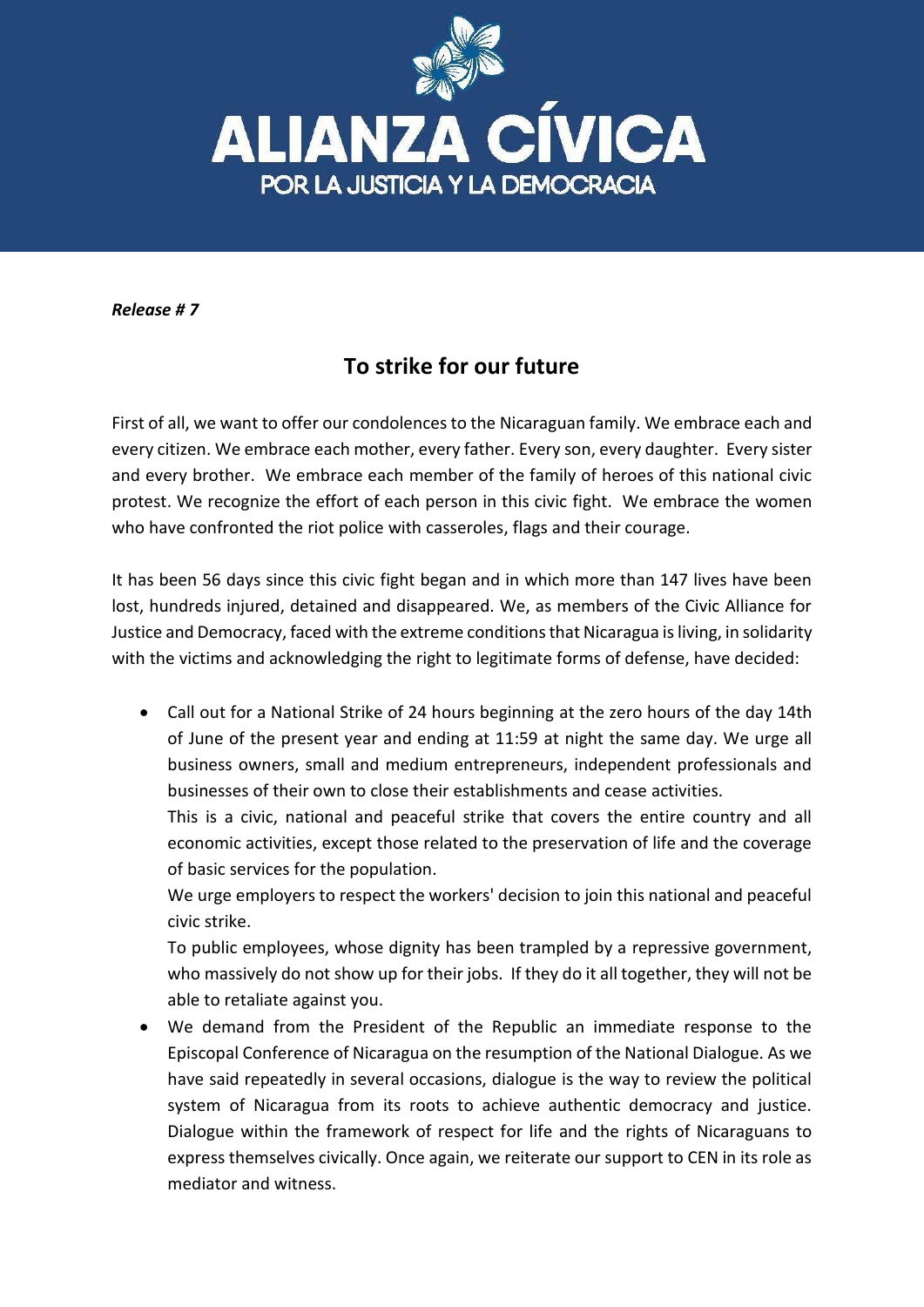# ALIANZA CÍVICA

POR LA JUSTICIA Y LA DEMOCRACIA

***Release # 7***

## To strike for our future

First of all, we want to offer our condolences to the Nicaraguan family. We embrace each and every citizen. We embrace each mother, every father. Every son, every daughter. Every sister and every brother. We embrace each member of the family of heroes of this national civic protest. We recognize the effort of each person in this civic fight. We embrace the women who have confronted the riot police with casseroles, flags and their courage.

It has been 56 days since this civic fight began and in which more than 147 lives have been lost, hundreds injured, detained and disappeared. We, as members of the Civic Alliance for Justice and Democracy, faced with the extreme conditions that Nicaragua is living, in solidarity with the victims and acknowledging the right to legitimate forms of defense, have decided:

- Call out for a National Strike of 24 hours beginning at the zero hours of the day 14th of June of the present year and ending at 11:59 at night the same day. We urge all business owners, small and medium entrepreneurs, independent professionals and businesses of their own to close their establishments and cease activities.

  This is a civic, national and peaceful strike that covers the entire country and all economic activities, except those related to the preservation of life and the coverage of basic services for the population.

  We urge employers to respect the workers' decision to join this national and peaceful civic strike.

  To public employees, whose dignity has been trampled by a repressive government, who massively do not show up for their jobs. If they do it all together, they will not be able to retaliate against you.

- We demand from the President of the Republic an immediate response to the Episcopal Conference of Nicaragua on the resumption of the National Dialogue. As we have said repeatedly in several occasions, dialogue is the way to review the political system of Nicaragua from its roots to achieve authentic democracy and justice. Dialogue within the framework of respect for life and the rights of Nicaraguans to express themselves civically. Once again, we reiterate our support to CEN in its role as mediator and witness.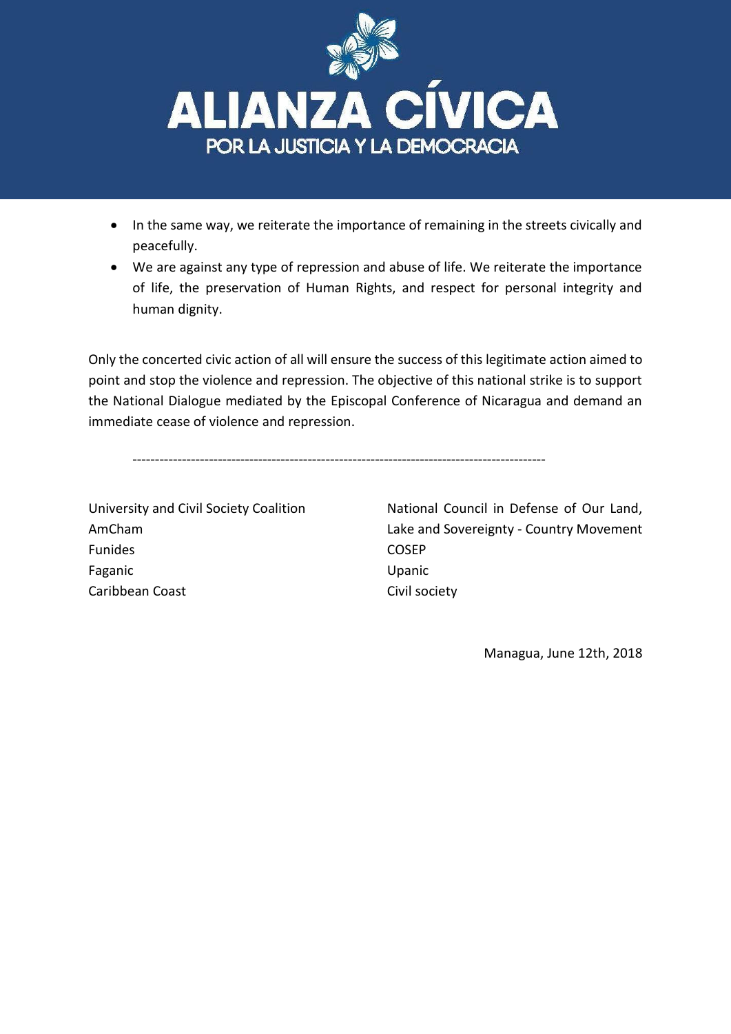# ALIANZA CÍVICA

POR LA JUSTICIA Y LA DEMOCRACIA

- In the same way, we reiterate the importance of remaining in the streets civically and peacefully.
- We are against any type of repression and abuse of life. We reiterate the importance of life, the preservation of Human Rights, and respect for personal integrity and human dignity.

Only the concerted civic action of all will ensure the success of this legitimate action aimed to point and stop the violence and repression. The objective of this national strike is to support the National Dialogue mediated by the Episcopal Conference of Nicaragua and demand an immediate cease of violence and repression.

---

University and Civil Society Coalition
AmCham
Funides
Faganic
Caribbean Coast

National Council in Defense of Our Land, Lake and Sovereignty - Country Movement
COSEP
Upanic
Civil society

Managua, June 12th, 2018